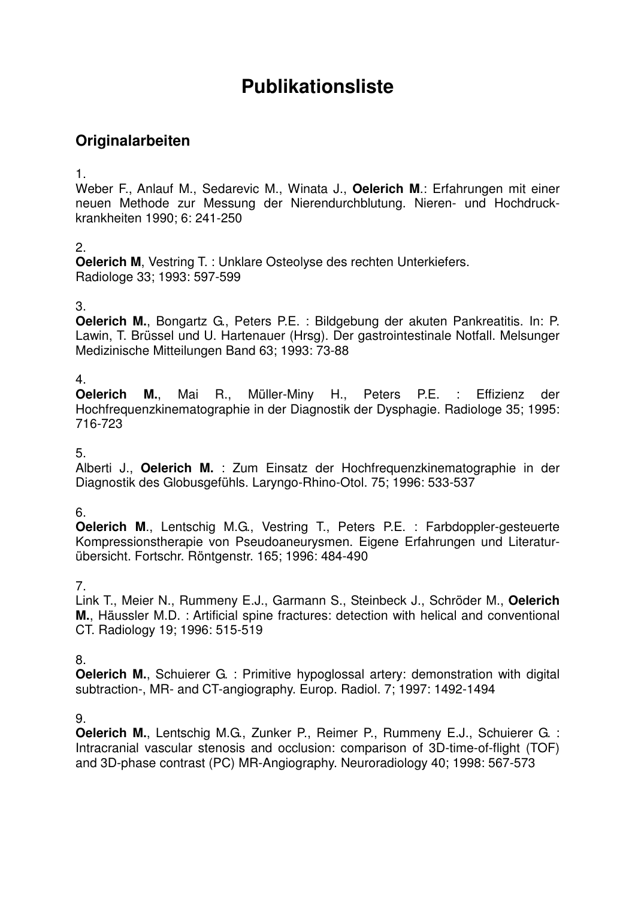# Publikationsliste

## Originalarbeiten

1.
Weber F., Anlauf M., Sedarevic M., Winata J., **Oelerich M**.: Erfahrungen mit einer neuen Methode zur Messung der Nierendurchblutung. Nieren- und Hochdruck-krankheiten 1990; 6: 241-250

2.
**Oelerich M**, Vestring T. : Unklare Osteolyse des rechten Unterkiefers. Radiologe 33; 1993: 597-599

3.
**Oelerich M.**, Bongartz G., Peters P.E. : Bildgebung der akuten Pankreatitis. In: P. Lawin, T. Brüssel und U. Hartenauer (Hrsg). Der gastrointestinale Notfall. Melsunger Medizinische Mitteilungen Band 63; 1993: 73-88

4.
**Oelerich M.**, Mai R., Müller-Miny H., Peters P.E. : Effizienz der Hochfrequenzkinematographie in der Diagnostik der Dysphagie. Radiologe 35; 1995: 716-723

5.
Alberti J., **Oelerich M.** : Zum Einsatz der Hochfrequenzkinematographie in der Diagnostik des Globusgefühls. Laryngo-Rhino-Otol. 75; 1996: 533-537

6.
**Oelerich M**., Lentschig M.G., Vestring T., Peters P.E. : Farbdoppler-gesteuerte Kompressionstherapie von Pseudoaneurysmen. Eigene Erfahrungen und Literatur-übersicht. Fortschr. Röntgenstr. 165; 1996: 484-490

7.
Link T., Meier N., Rummeny E.J., Garmann S., Steinbeck J., Schröder M., **Oelerich M.**, Häussler M.D. : Artificial spine fractures: detection with helical and conventional CT. Radiology 19; 1996: 515-519

8.
**Oelerich M.**, Schuierer G. : Primitive hypoglossal artery: demonstration with digital subtraction-, MR- and CT-angiography. Europ. Radiol. 7; 1997: 1492-1494

9.
**Oelerich M.**, Lentschig M.G., Zunker P., Reimer P., Rummeny E.J., Schuierer G. : Intracranial vascular stenosis and occlusion: comparison of 3D-time-of-flight (TOF) and 3D-phase contrast (PC) MR-Angiography. Neuroradiology 40; 1998: 567-573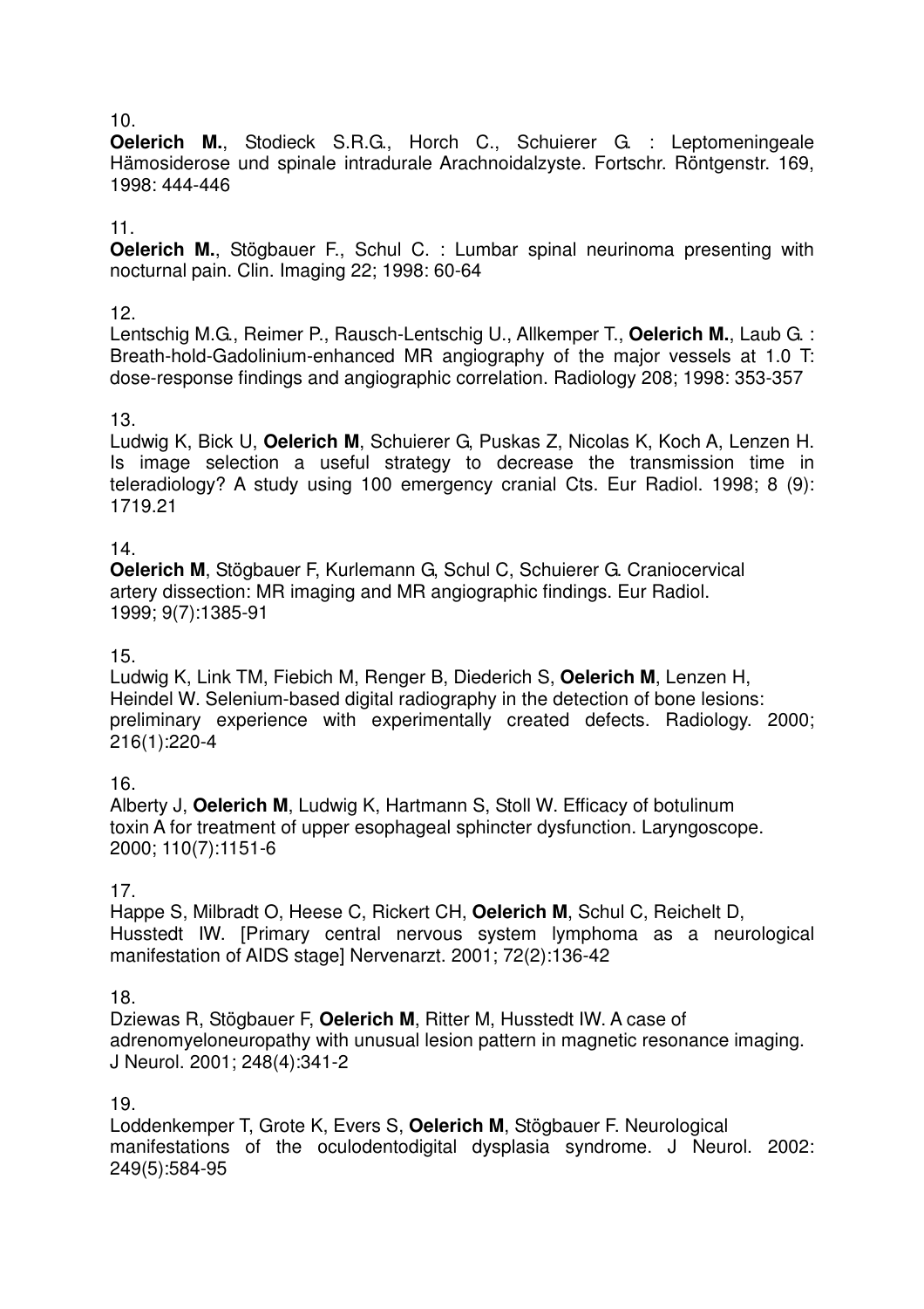10.
**Oelerich M.**, Stodieck S.R.G., Horch C., Schuierer G. : Leptomeningeale Hämosiderose und spinale intradurale Arachnoidalzyste. Fortschr. Röntgenstr. 169, 1998: 444-446

11.
**Oelerich M.**, Stögbauer F., Schul C. : Lumbar spinal neurinoma presenting with nocturnal pain. Clin. Imaging 22; 1998: 60-64

12.
Lentschig M.G., Reimer P., Rausch-Lentschig U., Allkemper T., **Oelerich M.**, Laub G. : Breath-hold-Gadolinium-enhanced MR angiography of the major vessels at 1.0 T: dose-response findings and angiographic correlation. Radiology 208; 1998: 353-357

13.
Ludwig K, Bick U, **Oelerich M**, Schuierer G, Puskas Z, Nicolas K, Koch A, Lenzen H. Is image selection a useful strategy to decrease the transmission time in teleradiology? A study using 100 emergency cranial Cts. Eur Radiol. 1998; 8 (9): 1719.21

14.
**Oelerich M**, Stögbauer F, Kurlemann G, Schul C, Schuierer G. Craniocervical artery dissection: MR imaging and MR angiographic findings. Eur Radiol. 1999; 9(7):1385-91

15.
Ludwig K, Link TM, Fiebich M, Renger B, Diederich S, **Oelerich M**, Lenzen H, Heindel W. Selenium-based digital radiography in the detection of bone lesions: preliminary experience with experimentally created defects. Radiology. 2000; 216(1):220-4

16.
Alberty J, **Oelerich M**, Ludwig K, Hartmann S, Stoll W. Efficacy of botulinum toxin A for treatment of upper esophageal sphincter dysfunction. Laryngoscope. 2000; 110(7):1151-6

17.
Happe S, Milbradt O, Heese C, Rickert CH, **Oelerich M**, Schul C, Reichelt D, Husstedt IW. [Primary central nervous system lymphoma as a neurological manifestation of AIDS stage] Nervenarzt. 2001; 72(2):136-42

18.
Dziewas R, Stögbauer F, **Oelerich M**, Ritter M, Husstedt IW. A case of adrenomyeloneuropathy with unusual lesion pattern in magnetic resonance imaging. J Neurol. 2001; 248(4):341-2

19.
Loddenkemper T, Grote K, Evers S, **Oelerich M**, Stögbauer F. Neurological manifestations of the oculodentodigital dysplasia syndrome. J Neurol. 2002: 249(5):584-95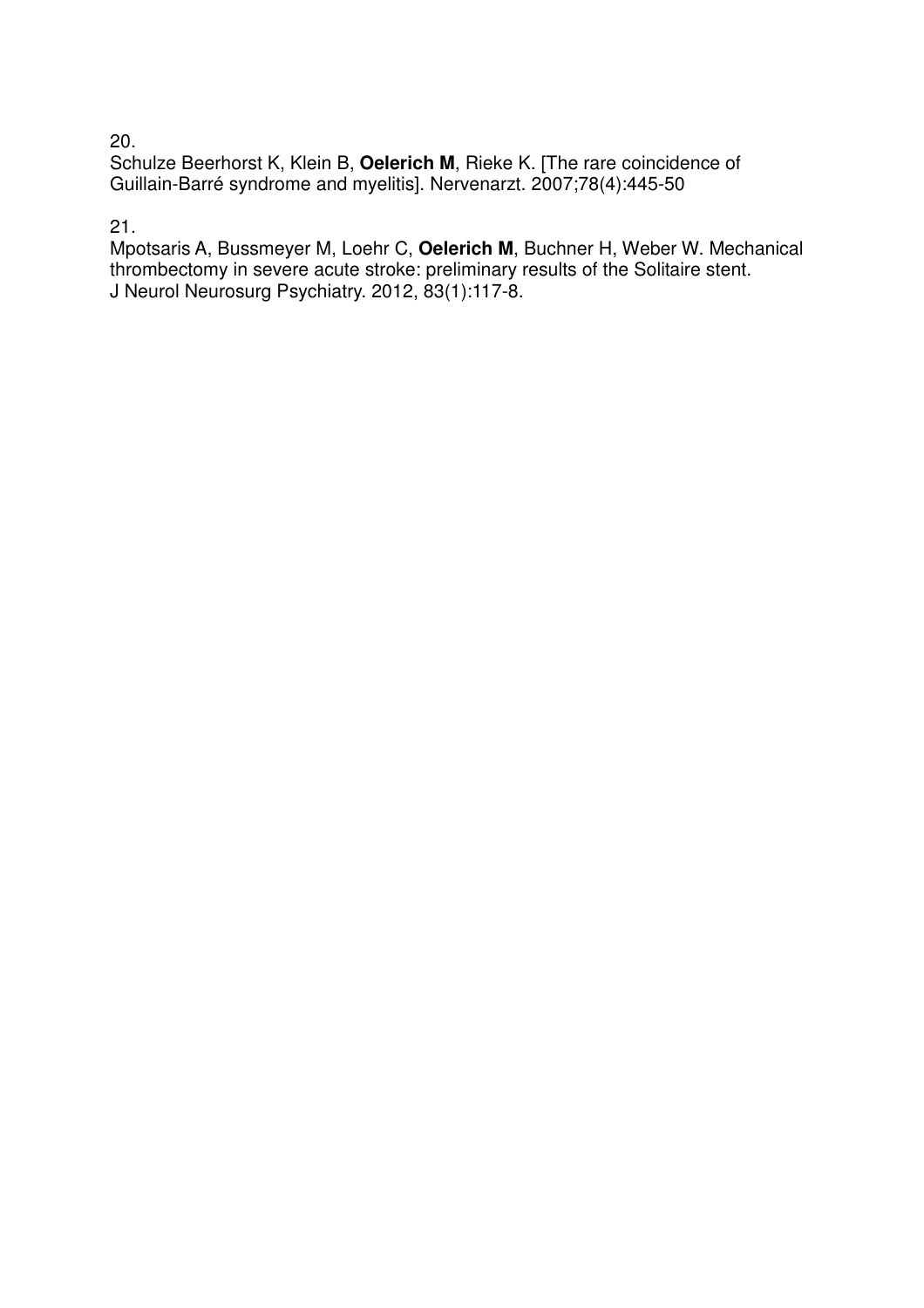20.

Schulze Beerhorst K, Klein B, **Oelerich M**, Rieke K. [The rare coincidence of Guillain-Barré syndrome and myelitis]. Nervenarzt. 2007;78(4):445-50

21.

Mpotsaris A, Bussmeyer M, Loehr C, **Oelerich M**, Buchner H, Weber W. Mechanical thrombectomy in severe acute stroke: preliminary results of the Solitaire stent. J Neurol Neurosurg Psychiatry. 2012, 83(1):117-8.